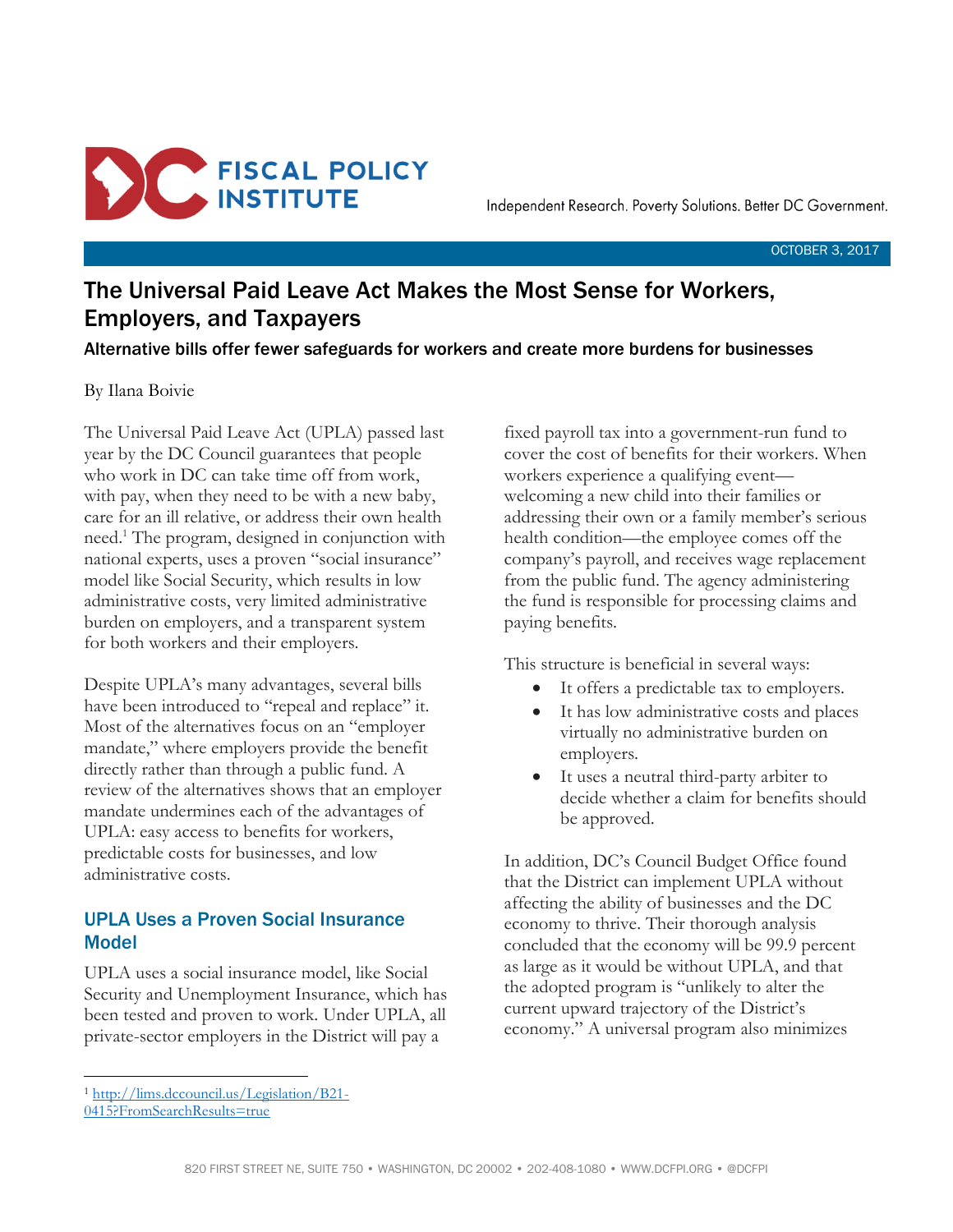# DC FISCAL POLICY INSTITUTE

Independent Research. Poverty Solutions. Better DC Government.

OCTOBER 3, 2017

# The Universal Paid Leave Act Makes the Most Sense for Workers, Employers, and Taxpayers

## Alternative bills offer fewer safeguards for workers and create more burdens for businesses

By Ilana Boivie

The Universal Paid Leave Act (UPLA) passed last year by the DC Council guarantees that people who work in DC can take time off from work, with pay, when they need to be with a new baby, care for an ill relative, or address their own health need.[1] The program, designed in conjunction with national experts, uses a proven "social insurance" model like Social Security, which results in low administrative costs, very limited administrative burden on employers, and a transparent system for both workers and their employers.

Despite UPLA's many advantages, several bills have been introduced to "repeal and replace" it. Most of the alternatives focus on an "employer mandate," where employers provide the benefit directly rather than through a public fund. A review of the alternatives shows that an employer mandate undermines each of the advantages of UPLA: easy access to benefits for workers, predictable costs for businesses, and low administrative costs.

### UPLA Uses a Proven Social Insurance Model

UPLA uses a social insurance model, like Social Security and Unemployment Insurance, which has been tested and proven to work. Under UPLA, all private-sector employers in the District will pay a fixed payroll tax into a government-run fund to cover the cost of benefits for their workers. When workers experience a qualifying event—welcoming a new child into their families or addressing their own or a family member's serious health condition—the employee comes off the company's payroll, and receives wage replacement from the public fund. The agency administering the fund is responsible for processing claims and paying benefits.

This structure is beneficial in several ways:

- It offers a predictable tax to employers.
- It has low administrative costs and places virtually no administrative burden on employers.
- It uses a neutral third-party arbiter to decide whether a claim for benefits should be approved.

In addition, DC's Council Budget Office found that the District can implement UPLA without affecting the ability of businesses and the DC economy to thrive. Their thorough analysis concluded that the economy will be 99.9 percent as large as it would be without UPLA, and that the adopted program is "unlikely to alter the current upward trajectory of the District's economy." A universal program also minimizes

---

[1] http://lims.dccouncil.us/Legislation/B21-0415?FromSearchResults=true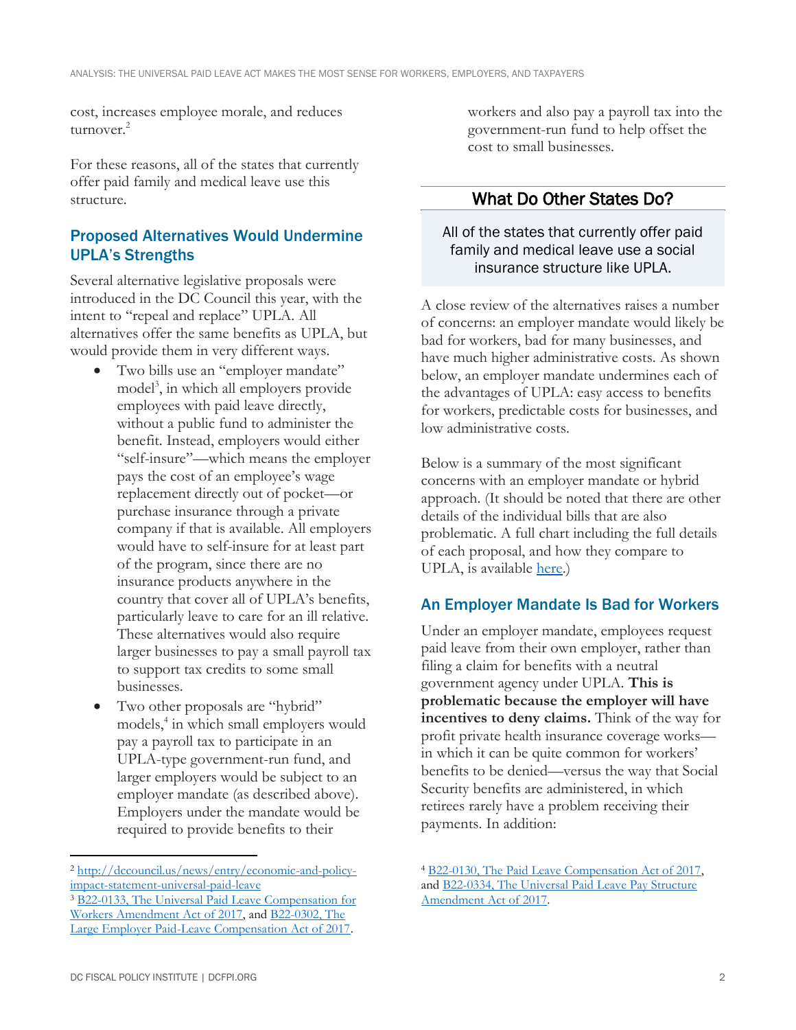cost, increases employee morale, and reduces turnover.[2]

For these reasons, all of the states that currently offer paid family and medical leave use this structure.

## Proposed Alternatives Would Undermine UPLA's Strengths

Several alternative legislative proposals were introduced in the DC Council this year, with the intent to "repeal and replace" UPLA. All alternatives offer the same benefits as UPLA, but would provide them in very different ways.

- Two bills use an "employer mandate" model[3], in which all employers provide employees with paid leave directly, without a public fund to administer the benefit. Instead, employers would either "self-insure"—which means the employer pays the cost of an employee's wage replacement directly out of pocket—or purchase insurance through a private company if that is available. All employers would have to self-insure for at least part of the program, since there are no insurance products anywhere in the country that cover all of UPLA's benefits, particularly leave to care for an ill relative. These alternatives would also require larger businesses to pay a small payroll tax to support tax credits to some small businesses.
- Two other proposals are "hybrid" models,[4] in which small employers would pay a payroll tax to participate in an UPLA-type government-run fund, and larger employers would be subject to an employer mandate (as described above). Employers under the mandate would be required to provide benefits to their workers and also pay a payroll tax into the government-run fund to help offset the cost to small businesses.

### What Do Other States Do?

All of the states that currently offer paid family and medical leave use a social insurance structure like UPLA.

A close review of the alternatives raises a number of concerns: an employer mandate would likely be bad for workers, bad for many businesses, and have much higher administrative costs. As shown below, an employer mandate undermines each of the advantages of UPLA: easy access to benefits for workers, predictable costs for businesses, and low administrative costs.

Below is a summary of the most significant concerns with an employer mandate or hybrid approach. (It should be noted that there are other details of the individual bills that are also problematic. A full chart including the full details of each proposal, and how they compare to UPLA, is available here.)

## An Employer Mandate Is Bad for Workers

Under an employer mandate, employees request paid leave from their own employer, rather than filing a claim for benefits with a neutral government agency under UPLA. **This is problematic because the employer will have incentives to deny claims.** Think of the way for profit private health insurance coverage works—in which it can be quite common for workers' benefits to be denied—versus the way that Social Security benefits are administered, in which retirees rarely have a problem receiving their payments. In addition:

---

[2] http://dccouncil.us/news/entry/economic-and-policy-impact-statement-universal-paid-leave

[3] B22-0133, The Universal Paid Leave Compensation for Workers Amendment Act of 2017, and B22-0302, The Large Employer Paid-Leave Compensation Act of 2017.

[4] B22-0130, The Paid Leave Compensation Act of 2017, and B22-0334, The Universal Paid Leave Pay Structure Amendment Act of 2017.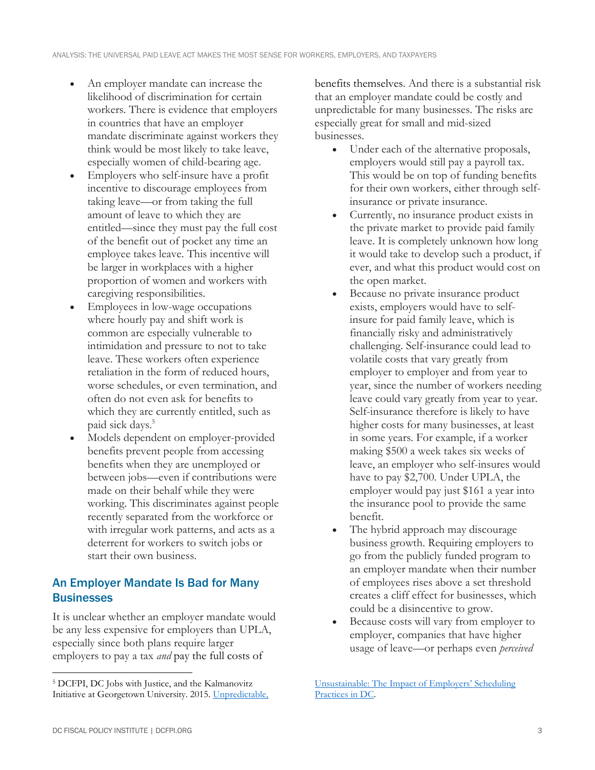- An employer mandate can increase the likelihood of discrimination for certain workers. There is evidence that employers in countries that have an employer mandate discriminate against workers they think would be most likely to take leave, especially women of child-bearing age.
- Employers who self-insure have a profit incentive to discourage employees from taking leave—or from taking the full amount of leave to which they are entitled—since they must pay the full cost of the benefit out of pocket any time an employee takes leave. This incentive will be larger in workplaces with a higher proportion of women and workers with caregiving responsibilities.
- Employees in low-wage occupations where hourly pay and shift work is common are especially vulnerable to intimidation and pressure to not to take leave. These workers often experience retaliation in the form of reduced hours, worse schedules, or even termination, and often do not even ask for benefits to which they are currently entitled, such as paid sick days.[5]
- Models dependent on employer-provided benefits prevent people from accessing benefits when they are unemployed or between jobs—even if contributions were made on their behalf while they were working. This discriminates against people recently separated from the workforce or with irregular work patterns, and acts as a deterrent for workers to switch jobs or start their own business.

## An Employer Mandate Is Bad for Many Businesses

It is unclear whether an employer mandate would be any less expensive for employers than UPLA, especially since both plans require larger employers to pay a tax *and* pay the full costs of benefits themselves. And there is a substantial risk that an employer mandate could be costly and unpredictable for many businesses. The risks are especially great for small and mid-sized businesses.

- Under each of the alternative proposals, employers would still pay a payroll tax. This would be on top of funding benefits for their own workers, either through self-insurance or private insurance.
- Currently, no insurance product exists in the private market to provide paid family leave. It is completely unknown how long it would take to develop such a product, if ever, and what this product would cost on the open market.
- Because no private insurance product exists, employers would have to self-insure for paid family leave, which is financially risky and administratively challenging. Self-insurance could lead to volatile costs that vary greatly from employer to employer and from year to year, since the number of workers needing leave could vary greatly from year to year. Self-insurance therefore is likely to have higher costs for many businesses, at least in some years. For example, if a worker making $500 a week takes six weeks of leave, an employer who self-insures would have to pay $2,700. Under UPLA, the employer would pay just $161 a year into the insurance pool to provide the same benefit.
- The hybrid approach may discourage business growth. Requiring employers to go from the publicly funded program to an employer mandate when their number of employees rises above a set threshold creates a cliff effect for businesses, which could be a disincentive to grow.
- Because costs will vary from employer to employer, companies that have higher usage of leave—or perhaps even *perceived*

---

[5] DCFPI, DC Jobs with Justice, and the Kalmanovitz Initiative at Georgetown University. 2015. Unpredictable, Unsustainable: The Impact of Employers' Scheduling Practices in DC.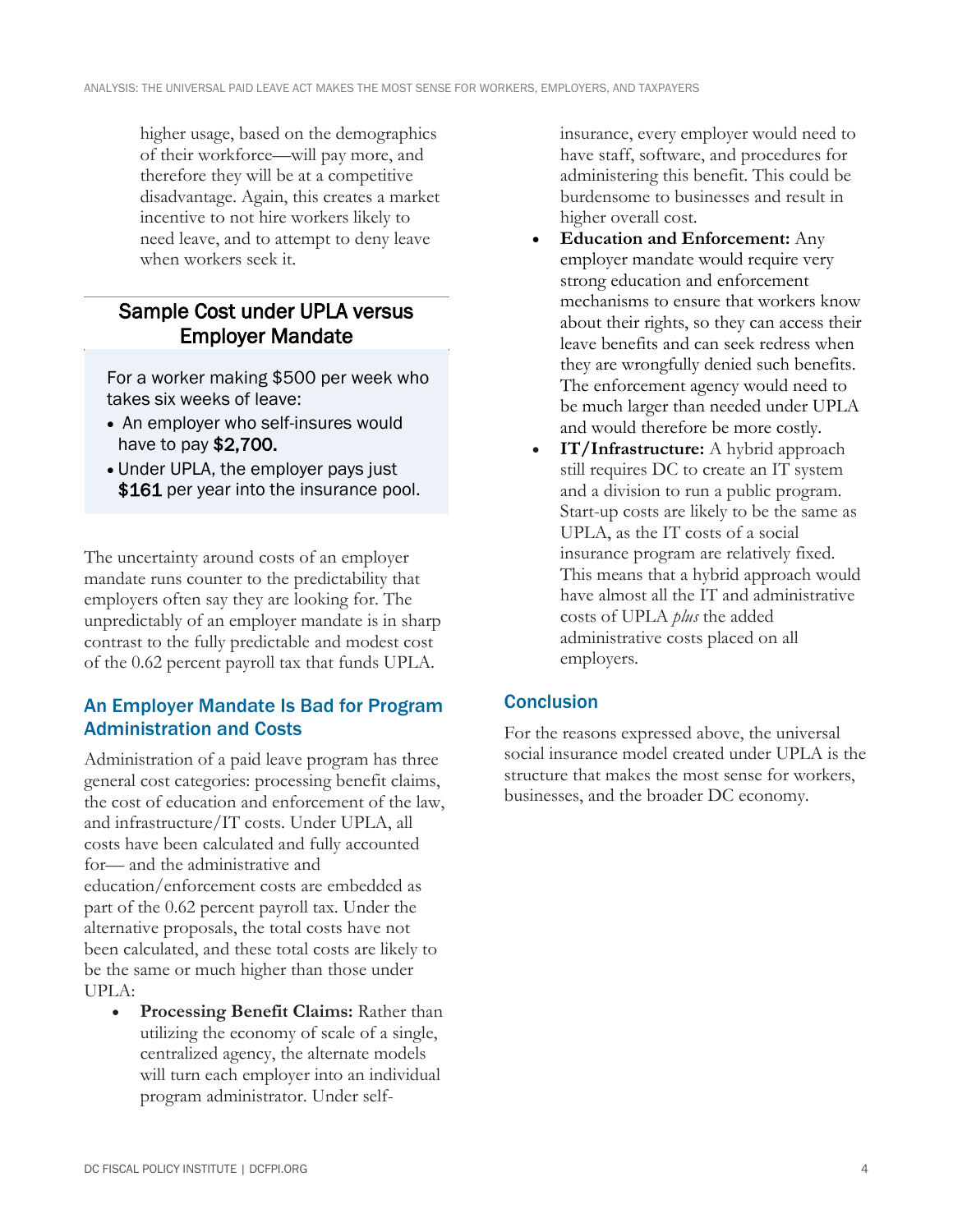higher usage, based on the demographics of their workforce—will pay more, and therefore they will be at a competitive disadvantage. Again, this creates a market incentive to not hire workers likely to need leave, and to attempt to deny leave when workers seek it.

### Sample Cost under UPLA versus Employer Mandate

For a worker making $500 per week who takes six weeks of leave:

- An employer who self-insures would have to pay **$2,700.**
- Under UPLA, the employer pays just **$161** per year into the insurance pool.

The uncertainty around costs of an employer mandate runs counter to the predictability that employers often say they are looking for. The unpredictably of an employer mandate is in sharp contrast to the fully predictable and modest cost of the 0.62 percent payroll tax that funds UPLA.

## An Employer Mandate Is Bad for Program Administration and Costs

Administration of a paid leave program has three general cost categories: processing benefit claims, the cost of education and enforcement of the law, and infrastructure/IT costs. Under UPLA, all costs have been calculated and fully accounted for— and the administrative and education/enforcement costs are embedded as part of the 0.62 percent payroll tax. Under the alternative proposals, the total costs have not been calculated, and these total costs are likely to be the same or much higher than those under UPLA:

- **Processing Benefit Claims:** Rather than utilizing the economy of scale of a single, centralized agency, the alternate models will turn each employer into an individual program administrator. Under self-insurance, every employer would need to have staff, software, and procedures for administering this benefit. This could be burdensome to businesses and result in higher overall cost.
- **Education and Enforcement:** Any employer mandate would require very strong education and enforcement mechanisms to ensure that workers know about their rights, so they can access their leave benefits and can seek redress when they are wrongfully denied such benefits. The enforcement agency would need to be much larger than needed under UPLA and would therefore be more costly.
- **IT/Infrastructure:** A hybrid approach still requires DC to create an IT system and a division to run a public program. Start-up costs are likely to be the same as UPLA, as the IT costs of a social insurance program are relatively fixed. This means that a hybrid approach would have almost all the IT and administrative costs of UPLA *plus* the added administrative costs placed on all employers.

## Conclusion

For the reasons expressed above, the universal social insurance model created under UPLA is the structure that makes the most sense for workers, businesses, and the broader DC economy.